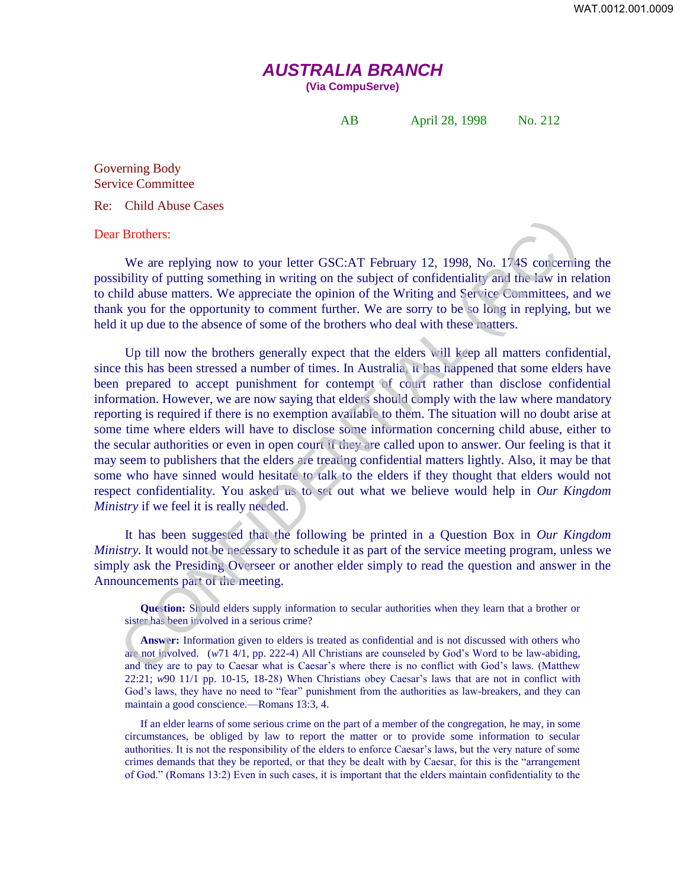# AUSTRALIA BRANCH

**(Via CompuServe)**

AB April 28, 1998 No. 212

Governing Body
Service Committee

Re: Child Abuse Cases

Dear Brothers:

We are replying now to your letter GSC:AT February 12, 1998, No. 174S concerning the possibility of putting something in writing on the subject of confidentiality and the law in relation to child abuse matters. We appreciate the opinion of the Writing and Service Committees, and we thank you for the opportunity to comment further. We are sorry to be so long in replying, but we held it up due to the absence of some of the brothers who deal with these matters.

Up till now the brothers generally expect that the elders will keep all matters confidential, since this has been stressed a number of times. In Australia, it has happened that some elders have been prepared to accept punishment for contempt of court rather than disclose confidential information. However, we are now saying that elders should comply with the law where mandatory reporting is required if there is no exemption available to them. The situation will no doubt arise at some time where elders will have to disclose some information concerning child abuse, either to the secular authorities or even in open court if they are called upon to answer. Our feeling is that it may seem to publishers that the elders are treating confidential matters lightly. Also, it may be that some who have sinned would hesitate to talk to the elders if they thought that elders would not respect confidentiality. You asked us to set out what we believe would help in *Our Kingdom Ministry* if we feel it is really needed.

It has been suggested that the following be printed in a Question Box in *Our Kingdom Ministry*. It would not be necessary to schedule it as part of the service meeting program, unless we simply ask the Presiding Overseer or another elder simply to read the question and answer in the Announcements part of the meeting.

> **Question:** Should elders supply information to secular authorities when they learn that a brother or sister has been involved in a serious crime?
>
> **Answer:** Information given to elders is treated as confidential and is not discussed with others who are not involved. (*w*71 4/1, pp. 222-4) All Christians are counseled by God's Word to be law-abiding, and they are to pay to Caesar what is Caesar's where there is no conflict with God's laws. (Matthew 22:21; *w*90 11/1 pp. 10-15, 18-28) When Christians obey Caesar's laws that are not in conflict with God's laws, they have no need to "fear" punishment from the authorities as law-breakers, and they can maintain a good conscience.—Romans 13:3, 4.
>
> If an elder learns of some serious crime on the part of a member of the congregation, he may, in some circumstances, be obliged by law to report the matter or to provide some information to secular authorities. It is not the responsibility of the elders to enforce Caesar's laws, but the very nature of some crimes demands that they be reported, or that they be dealt with by Caesar, for this is the "arrangement of God." (Romans 13:2) Even in such cases, it is important that the elders maintain confidentiality to the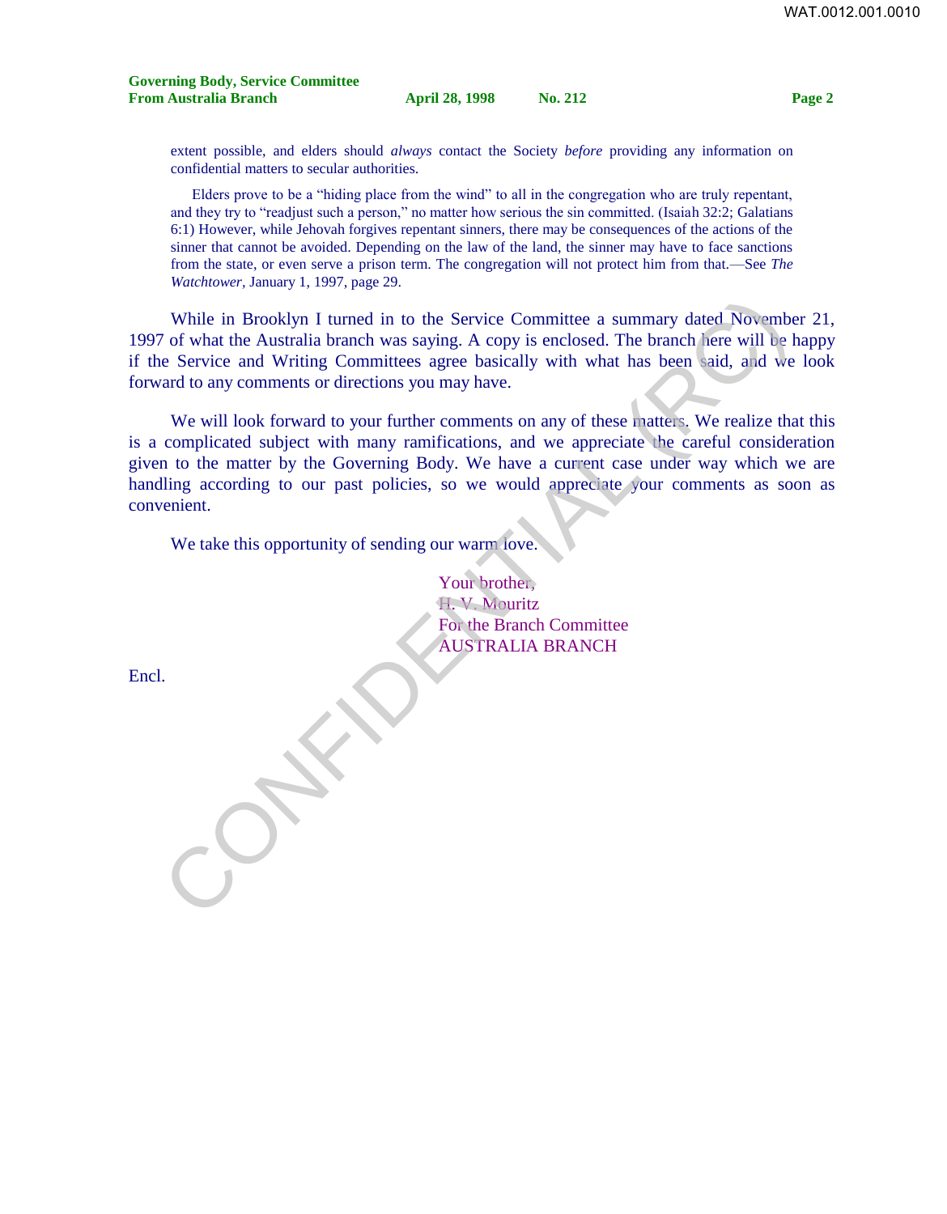extent possible, and elders should *always* contact the Society *before* providing any information on confidential matters to secular authorities.

> Elders prove to be a "hiding place from the wind" to all in the congregation who are truly repentant, and they try to "readjust such a person," no matter how serious the sin committed. (Isaiah 32:2; Galatians 6:1) However, while Jehovah forgives repentant sinners, there may be consequences of the actions of the sinner that cannot be avoided. Depending on the law of the land, the sinner may have to face sanctions from the state, or even serve a prison term. The congregation will not protect him from that.—See *The Watchtower*, January 1, 1997, page 29.

While in Brooklyn I turned in to the Service Committee a summary dated November 21, 1997 of what the Australia branch was saying. A copy is enclosed. The branch here will be happy if the Service and Writing Committees agree basically with what has been said, and we look forward to any comments or directions you may have.

We will look forward to your further comments on any of these matters. We realize that this is a complicated subject with many ramifications, and we appreciate the careful consideration given to the matter by the Governing Body. We have a current case under way which we are handling according to our past policies, so we would appreciate your comments as soon as convenient.

We take this opportunity of sending our warm love.

Your brother,
H. V. Mouritz
For the Branch Committee
AUSTRALIA BRANCH

Encl.